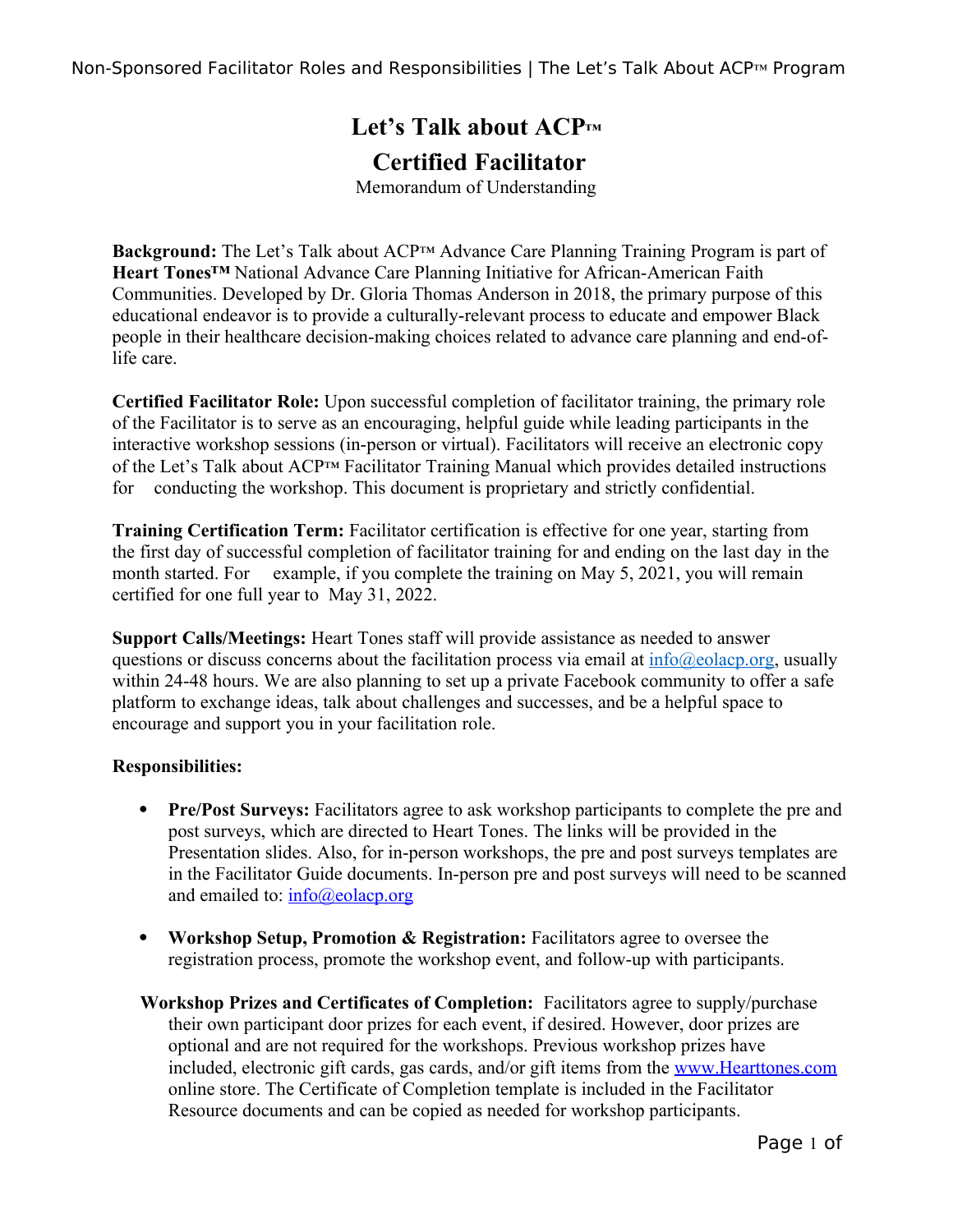# Let's Talk about ACP™

# Certified Facilitator

Memorandum of Understanding

**Background:** The Let's Talk about ACP™ Advance Care Planning Training Program is part of **Heart Tones™** National Advance Care Planning Initiative for African-American Faith Communities. Developed by Dr. Gloria Thomas Anderson in 2018, the primary purpose of this educational endeavor is to provide a culturally-relevant process to educate and empower Black people in their healthcare decision-making choices related to advance care planning and end-of-life care.

**Certified Facilitator Role:** Upon successful completion of facilitator training, the primary role of the Facilitator is to serve as an encouraging, helpful guide while leading participants in the interactive workshop sessions (in-person or virtual). Facilitators will receive an electronic copy of the Let's Talk about ACP™ Facilitator Training Manual which provides detailed instructions for conducting the workshop. This document is proprietary and strictly confidential.

**Training Certification Term:** Facilitator certification is effective for one year, starting from the first day of successful completion of facilitator training for and ending on the last day in the month started. For example, if you complete the training on May 5, 2021, you will remain certified for one full year to May 31, 2022.

**Support Calls/Meetings:** Heart Tones staff will provide assistance as needed to answer questions or discuss concerns about the facilitation process via email at info@eolacp.org, usually within 24-48 hours. We are also planning to set up a private Facebook community to offer a safe platform to exchange ideas, talk about challenges and successes, and be a helpful space to encourage and support you in your facilitation role.

**Responsibilities:**

- **Pre/Post Surveys:** Facilitators agree to ask workshop participants to complete the pre and post surveys, which are directed to Heart Tones. The links will be provided in the Presentation slides. Also, for in-person workshops, the pre and post surveys templates are in the Facilitator Guide documents. In-person pre and post surveys will need to be scanned and emailed to: info@eolacp.org

- **Workshop Setup, Promotion & Registration:** Facilitators agree to oversee the registration process, promote the workshop event, and follow-up with participants.

**Workshop Prizes and Certificates of Completion:** Facilitators agree to supply/purchase their own participant door prizes for each event, if desired. However, door prizes are optional and are not required for the workshops. Previous workshop prizes have included, electronic gift cards, gas cards, and/or gift items from the www.Hearttones.com online store. The Certificate of Completion template is included in the Facilitator Resource documents and can be copied as needed for workshop participants.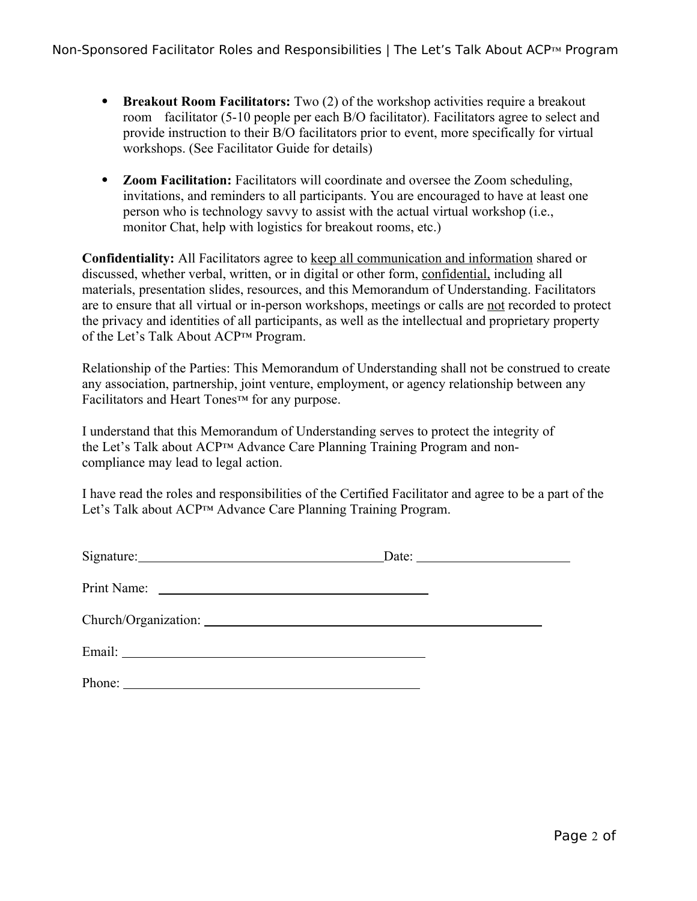- **Breakout Room Facilitators:** Two (2) of the workshop activities require a breakout room facilitator (5-10 people per each B/O facilitator). Facilitators agree to select and provide instruction to their B/O facilitators prior to event, more specifically for virtual workshops. (See Facilitator Guide for details)

- **Zoom Facilitation:** Facilitators will coordinate and oversee the Zoom scheduling, invitations, and reminders to all participants. You are encouraged to have at least one person who is technology savvy to assist with the actual virtual workshop (i.e., monitor Chat, help with logistics for breakout rooms, etc.)

**Confidentiality:** All Facilitators agree to keep all communication and information shared or discussed, whether verbal, written, or in digital or other form, confidential, including all materials, presentation slides, resources, and this Memorandum of Understanding. Facilitators are to ensure that all virtual or in-person workshops, meetings or calls are not recorded to protect the privacy and identities of all participants, as well as the intellectual and proprietary property of the Let's Talk About ACP™ Program.

Relationship of the Parties: This Memorandum of Understanding shall not be construed to create any association, partnership, joint venture, employment, or agency relationship between any Facilitators and Heart Tones™ for any purpose.

I understand that this Memorandum of Understanding serves to protect the integrity of the Let's Talk about ACP™ Advance Care Planning Training Program and non-compliance may lead to legal action.

I have read the roles and responsibilities of the Certified Facilitator and agree to be a part of the Let's Talk about ACP™ Advance Care Planning Training Program.

Signature: ____________________________________ Date: ______________________

Print Name: ________________________________________

Church/Organization: __________________________________________________

Email: ____________________________________________

Phone: ___________________________________________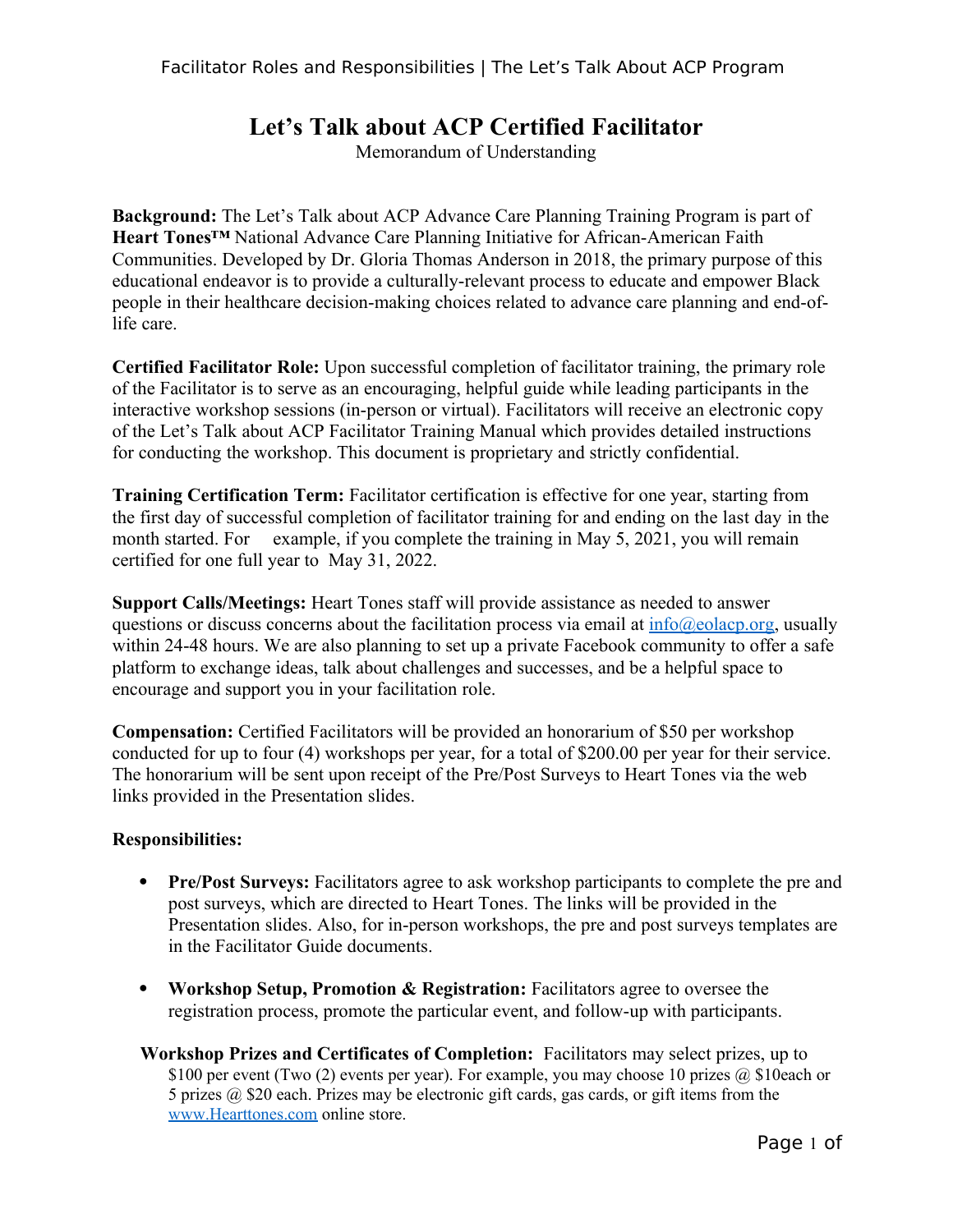# Let's Talk about ACP Certified Facilitator

Memorandum of Understanding

**Background:** The Let's Talk about ACP Advance Care Planning Training Program is part of **Heart Tones™** National Advance Care Planning Initiative for African-American Faith Communities. Developed by Dr. Gloria Thomas Anderson in 2018, the primary purpose of this educational endeavor is to provide a culturally-relevant process to educate and empower Black people in their healthcare decision-making choices related to advance care planning and end-of-life care.

**Certified Facilitator Role:** Upon successful completion of facilitator training, the primary role of the Facilitator is to serve as an encouraging, helpful guide while leading participants in the interactive workshop sessions (in-person or virtual). Facilitators will receive an electronic copy of the Let's Talk about ACP Facilitator Training Manual which provides detailed instructions for conducting the workshop. This document is proprietary and strictly confidential.

**Training Certification Term:** Facilitator certification is effective for one year, starting from the first day of successful completion of facilitator training for and ending on the last day in the month started. For example, if you complete the training in May 5, 2021, you will remain certified for one full year to May 31, 2022.

**Support Calls/Meetings:** Heart Tones staff will provide assistance as needed to answer questions or discuss concerns about the facilitation process via email at info@eolacp.org, usually within 24-48 hours. We are also planning to set up a private Facebook community to offer a safe platform to exchange ideas, talk about challenges and successes, and be a helpful space to encourage and support you in your facilitation role.

**Compensation:** Certified Facilitators will be provided an honorarium of $50 per workshop conducted for up to four (4) workshops per year, for a total of $200.00 per year for their service. The honorarium will be sent upon receipt of the Pre/Post Surveys to Heart Tones via the web links provided in the Presentation slides.

**Responsibilities:**

- **Pre/Post Surveys:** Facilitators agree to ask workshop participants to complete the pre and post surveys, which are directed to Heart Tones. The links will be provided in the Presentation slides. Also, for in-person workshops, the pre and post surveys templates are in the Facilitator Guide documents.
- **Workshop Setup, Promotion & Registration:** Facilitators agree to oversee the registration process, promote the particular event, and follow-up with participants.

**Workshop Prizes and Certificates of Completion:** Facilitators may select prizes, up to $100 per event (Two (2) events per year). For example, you may choose 10 prizes @ $10each or 5 prizes @ $20 each. Prizes may be electronic gift cards, gas cards, or gift items from the www.Hearttones.com online store.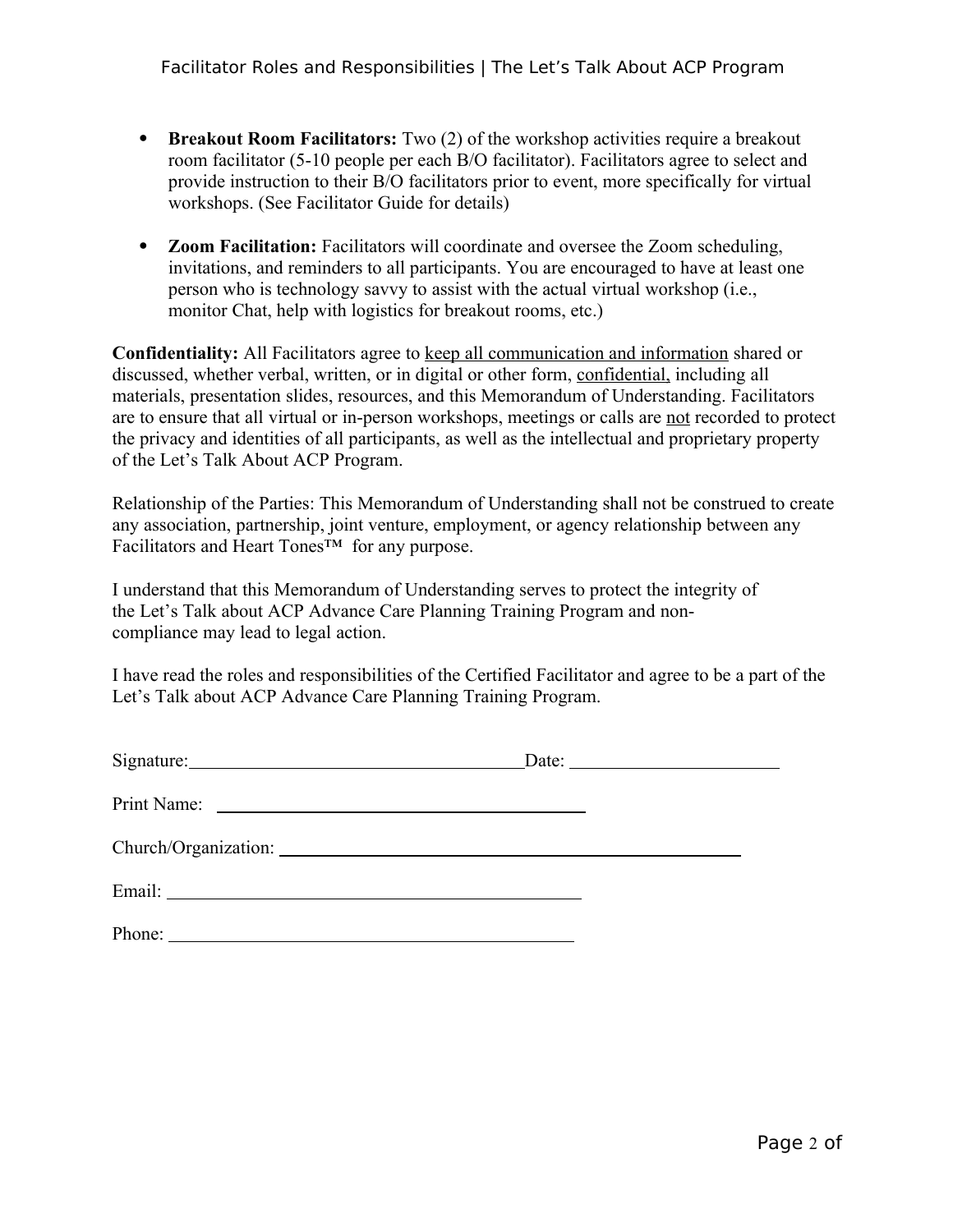- **Breakout Room Facilitators:** Two (2) of the workshop activities require a breakout room facilitator (5-10 people per each B/O facilitator). Facilitators agree to select and provide instruction to their B/O facilitators prior to event, more specifically for virtual workshops. (See Facilitator Guide for details)

- **Zoom Facilitation:** Facilitators will coordinate and oversee the Zoom scheduling, invitations, and reminders to all participants. You are encouraged to have at least one person who is technology savvy to assist with the actual virtual workshop (i.e., monitor Chat, help with logistics for breakout rooms, etc.)

**Confidentiality:** All Facilitators agree to keep all communication and information shared or discussed, whether verbal, written, or in digital or other form, confidential, including all materials, presentation slides, resources, and this Memorandum of Understanding. Facilitators are to ensure that all virtual or in-person workshops, meetings or calls are not recorded to protect the privacy and identities of all participants, as well as the intellectual and proprietary property of the Let's Talk About ACP Program.

Relationship of the Parties: This Memorandum of Understanding shall not be construed to create any association, partnership, joint venture, employment, or agency relationship between any Facilitators and Heart Tones™ for any purpose.

I understand that this Memorandum of Understanding serves to protect the integrity of the Let's Talk about ACP Advance Care Planning Training Program and non-compliance may lead to legal action.

I have read the roles and responsibilities of the Certified Facilitator and agree to be a part of the Let's Talk about ACP Advance Care Planning Training Program.

Signature: ____________________________________ Date: ______________________

Print Name: ________________________________________

Church/Organization: ____________________________________________________

Email: _____________________________________________

Phone: ____________________________________________